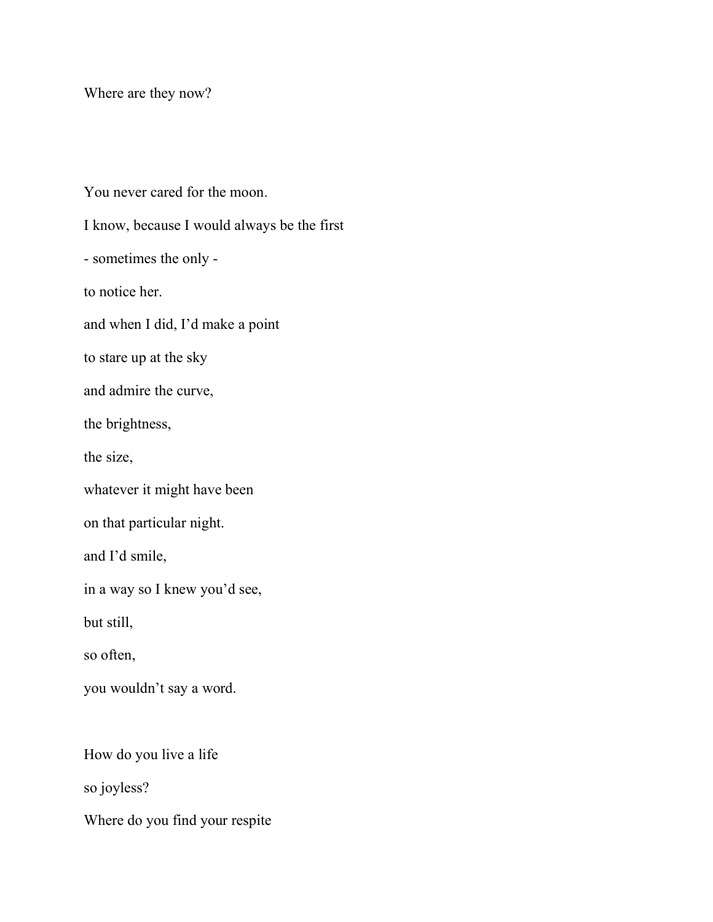Where are they now?

You never cared for the moon.

I know, because I would always be the first

- sometimes the only -

to notice her.

and when I did, I'd make a point

to stare up at the sky

and admire the curve,

the brightness,

the size,

whatever it might have been

on that particular night.

and I'd smile,

in a way so I knew you'd see,

but still,

so often,

you wouldn't say a word.

How do you live a life

so joyless?

Where do you find your respite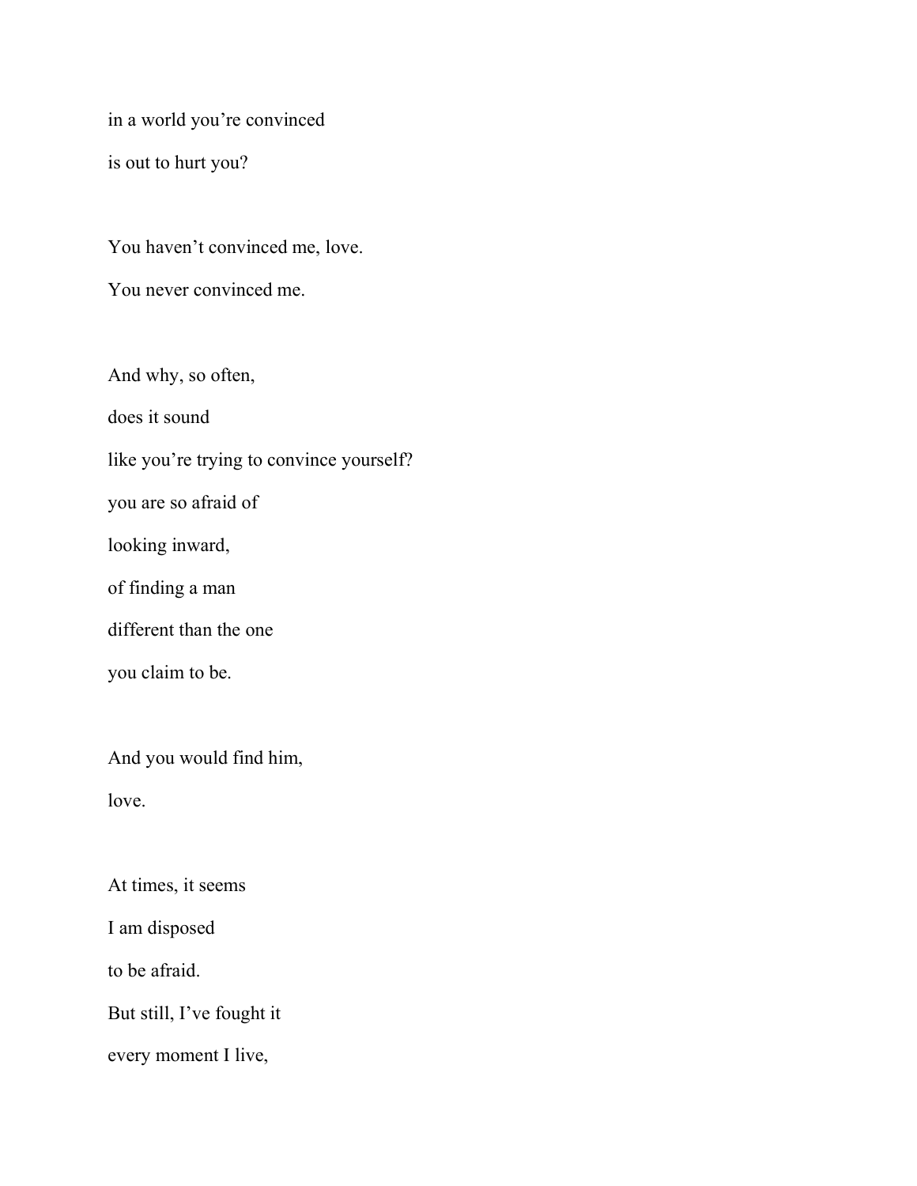in a world you're convinced

is out to hurt you?

You haven't convinced me, love.

You never convinced me.

And why, so often,

does it sound

like you're trying to convince yourself?

you are so afraid of

looking inward,

of finding a man

different than the one

you claim to be.

And you would find him,

love.

At times, it seems

I am disposed

to be afraid.

But still, I've fought it

every moment I live,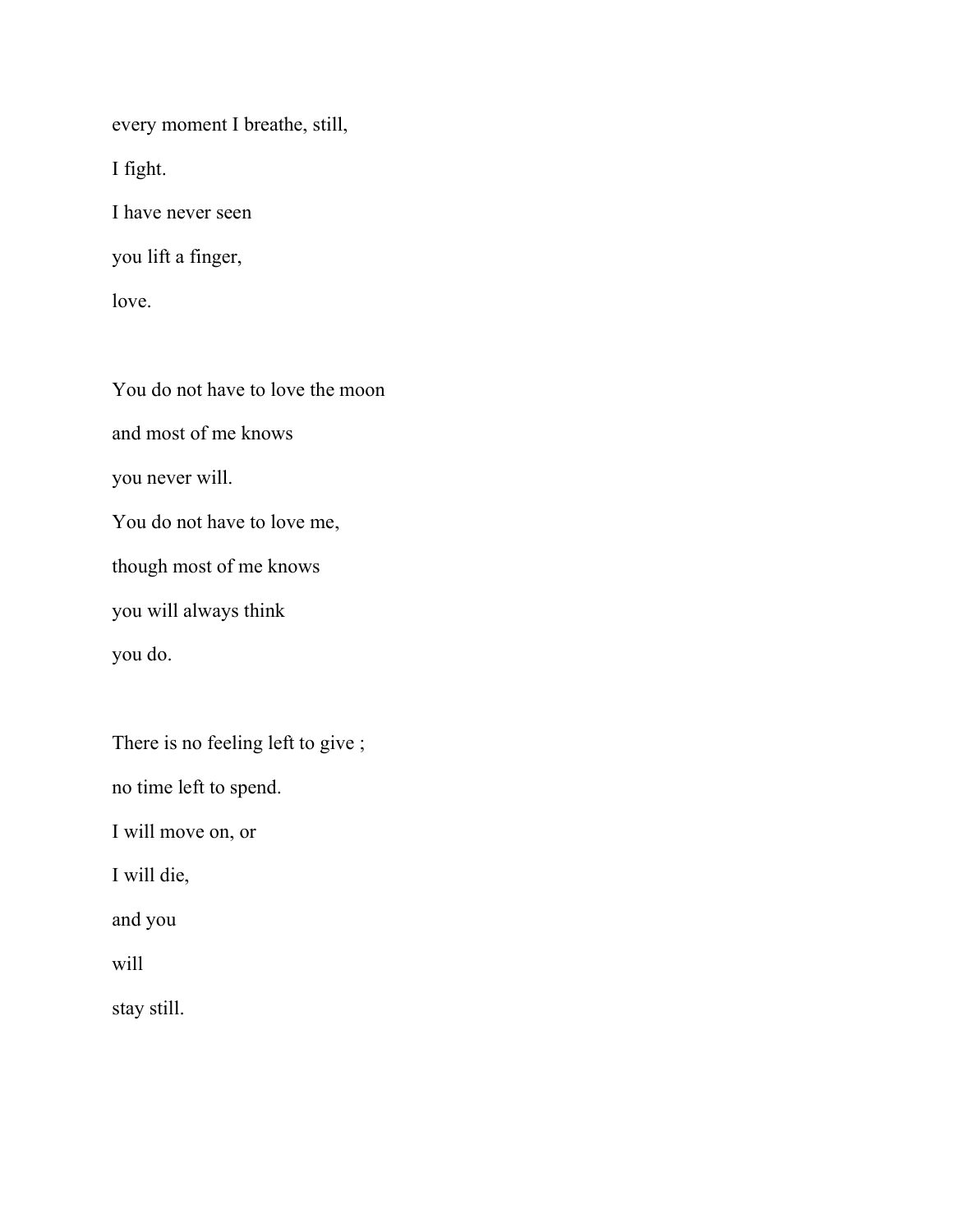every moment I breathe, still,

I fight.

I have never seen

you lift a finger,

love.

You do not have to love the moon

and most of me knows

you never will.

You do not have to love me,

though most of me knows

you will always think

you do.

There is no feeling left to give ;

no time left to spend.

I will move on, or

I will die,

and you

will

stay still.